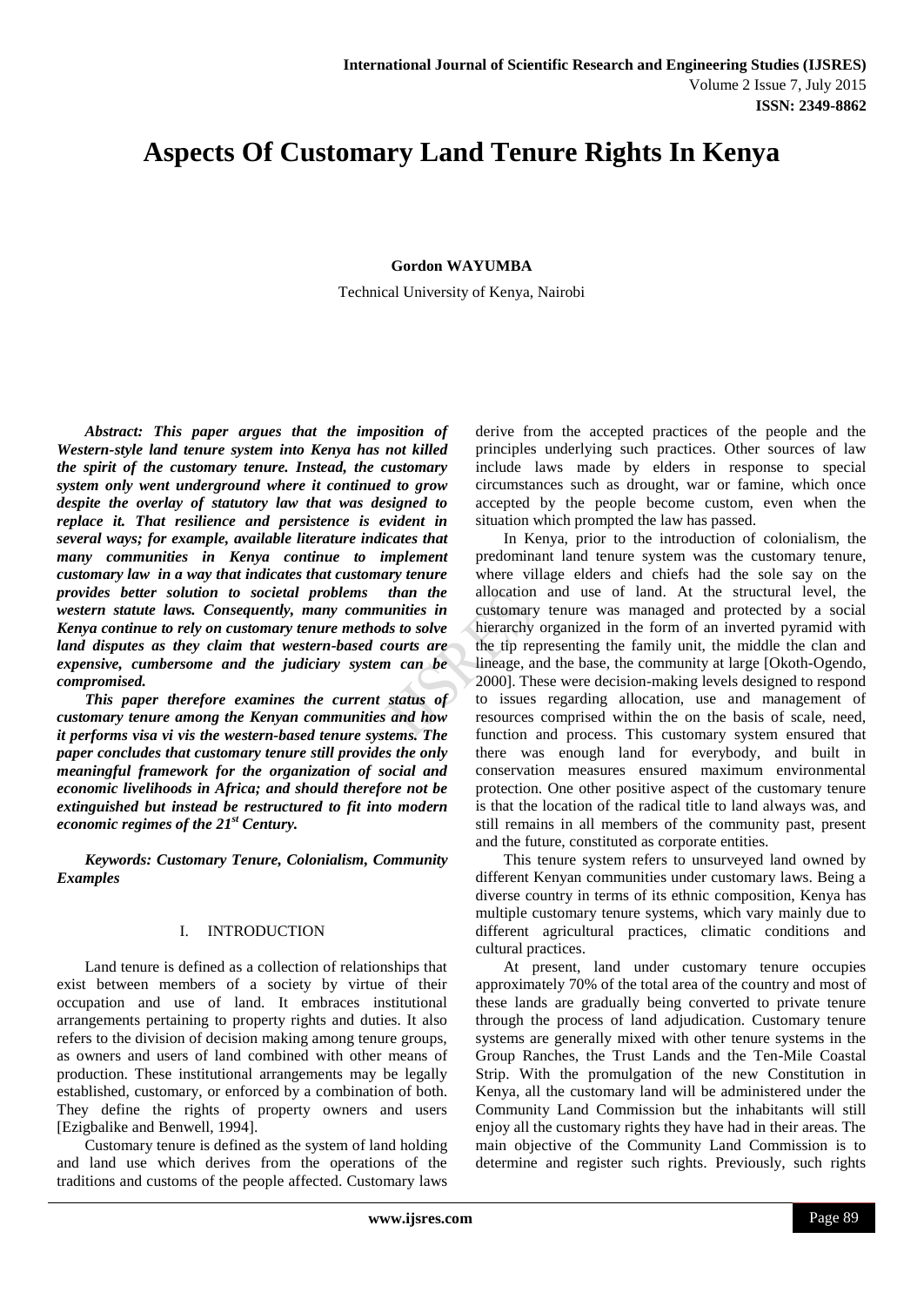# Aspects Of Customary Land Tenure Rights In Kenya

**Gordon WAYUMBA**

Technical University of Kenya, Nairobi

***Abstract: This paper argues that the imposition of Western-style land tenure system into Kenya has not killed the spirit of the customary tenure. Instead, the customary system only went underground where it continued to grow despite the overlay of statutory law that was designed to replace it. That resilience and persistence is evident in several ways; for example, available literature indicates that many communities in Kenya continue to implement customary law in a way that indicates that customary tenure provides better solution to societal problems than the western statute laws. Consequently, many communities in Kenya continue to rely on customary tenure methods to solve land disputes as they claim that western-based courts are expensive, cumbersome and the judiciary system can be compromised.***

***This paper therefore examines the current status of customary tenure among the Kenyan communities and how it performs visa vi vis the western-based tenure systems. The paper concludes that customary tenure still provides the only meaningful framework for the organization of social and economic livelihoods in Africa; and should therefore not be extinguished but instead be restructured to fit into modern economic regimes of the 21st Century.***

***Keywords: Customary Tenure, Colonialism, Community Examples***

## I. INTRODUCTION

Land tenure is defined as a collection of relationships that exist between members of a society by virtue of their occupation and use of land. It embraces institutional arrangements pertaining to property rights and duties. It also refers to the division of decision making among tenure groups, as owners and users of land combined with other means of production. These institutional arrangements may be legally established, customary, or enforced by a combination of both. They define the rights of property owners and users [Ezigbalike and Benwell, 1994].

Customary tenure is defined as the system of land holding and land use which derives from the operations of the traditions and customs of the people affected. Customary laws derive from the accepted practices of the people and the principles underlying such practices. Other sources of law include laws made by elders in response to special circumstances such as drought, war or famine, which once accepted by the people become custom, even when the situation which prompted the law has passed.

In Kenya, prior to the introduction of colonialism, the predominant land tenure system was the customary tenure, where village elders and chiefs had the sole say on the allocation and use of land. At the structural level, the customary tenure was managed and protected by a social hierarchy organized in the form of an inverted pyramid with the tip representing the family unit, the middle the clan and lineage, and the base, the community at large [Okoth-Ogendo, 2000]. These were decision-making levels designed to respond to issues regarding allocation, use and management of resources comprised within the on the basis of scale, need, function and process. This customary system ensured that there was enough land for everybody, and built in conservation measures ensured maximum environmental protection. One other positive aspect of the customary tenure is that the location of the radical title to land always was, and still remains in all members of the community past, present and the future, constituted as corporate entities.

This tenure system refers to unsurveyed land owned by different Kenyan communities under customary laws. Being a diverse country in terms of its ethnic composition, Kenya has multiple customary tenure systems, which vary mainly due to different agricultural practices, climatic conditions and cultural practices.

At present, land under customary tenure occupies approximately 70% of the total area of the country and most of these lands are gradually being converted to private tenure through the process of land adjudication. Customary tenure systems are generally mixed with other tenure systems in the Group Ranches, the Trust Lands and the Ten-Mile Coastal Strip. With the promulgation of the new Constitution in Kenya, all the customary land will be administered under the Community Land Commission but the inhabitants will still enjoy all the customary rights they have had in their areas. The main objective of the Community Land Commission is to determine and register such rights. Previously, such rights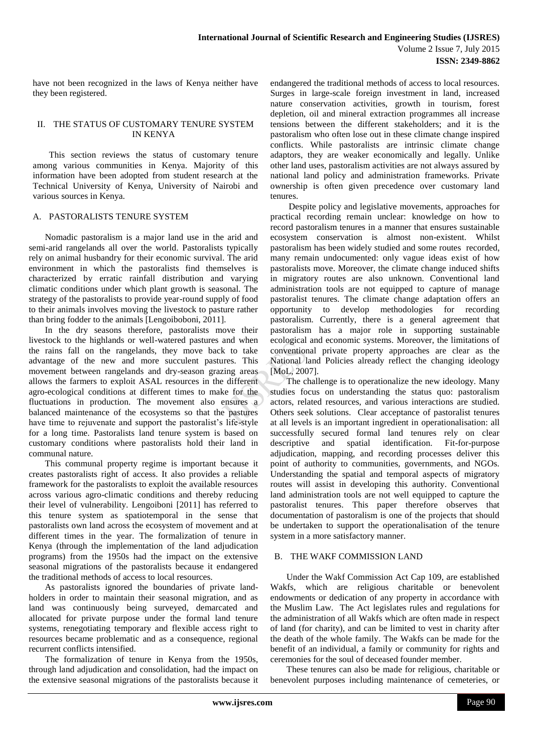have not been recognized in the laws of Kenya neither have they been registered.

## II. THE STATUS OF CUSTOMARY TENURE SYSTEM IN KENYA

This section reviews the status of customary tenure among various communities in Kenya. Majority of this information have been adopted from student research at the Technical University of Kenya, University of Nairobi and various sources in Kenya.

### A. PASTORALISTS TENURE SYSTEM

Nomadic pastoralism is a major land use in the arid and semi-arid rangelands all over the world. Pastoralists typically rely on animal husbandry for their economic survival. The arid environment in which the pastoralists find themselves is characterized by erratic rainfall distribution and varying climatic conditions under which plant growth is seasonal. The strategy of the pastoralists to provide year-round supply of food to their animals involves moving the livestock to pasture rather than bring fodder to the animals [Lengoiboboni, 2011].

In the dry seasons therefore, pastoralists move their livestock to the highlands or well-watered pastures and when the rains fall on the rangelands, they move back to take advantage of the new and more succulent pastures. This movement between rangelands and dry-season grazing areas allows the farmers to exploit ASAL resources in the different agro-ecological conditions at different times to make for the fluctuations in production. The movement also ensures a balanced maintenance of the ecosystems so that the pastures have time to rejuvenate and support the pastoralist's life-style for a long time. Pastoralists land tenure system is based on customary conditions where pastoralists hold their land in communal nature.

This communal property regime is important because it creates pastoralists right of access. It also provides a reliable framework for the pastoralists to exploit the available resources across various agro-climatic conditions and thereby reducing their level of vulnerability. Lengoiboni [2011] has referred to this tenure system as spatiotemporal in the sense that pastoralists own land across the ecosystem of movement and at different times in the year. The formalization of tenure in Kenya (through the implementation of the land adjudication programs) from the 1950s had the impact on the extensive seasonal migrations of the pastoralists because it endangered the traditional methods of access to local resources.

As pastoralists ignored the boundaries of private land-holders in order to maintain their seasonal migration, and as land was continuously being surveyed, demarcated and allocated for private purpose under the formal land tenure systems, renegotiating temporary and flexible access right to resources became problematic and as a consequence, regional recurrent conflicts intensified.

The formalization of tenure in Kenya from the 1950s, through land adjudication and consolidation, had the impact on the extensive seasonal migrations of the pastoralists because it endangered the traditional methods of access to local resources. Surges in large-scale foreign investment in land, increased nature conservation activities, growth in tourism, forest depletion, oil and mineral extraction programmes all increase tensions between the different stakeholders; and it is the pastoralism who often lose out in these climate change inspired conflicts. While pastoralists are intrinsic climate change adaptors, they are weaker economically and legally. Unlike other land uses, pastoralism activities are not always assured by national land policy and administration frameworks. Private ownership is often given precedence over customary land tenures.

Despite policy and legislative movements, approaches for practical recording remain unclear: knowledge on how to record pastoralism tenures in a manner that ensures sustainable ecosystem conservation is almost non-existent. Whilst pastoralism has been widely studied and some routes recorded, many remain undocumented: only vague ideas exist of how pastoralists move. Moreover, the climate change induced shifts in migratory routes are also unknown. Conventional land administration tools are not equipped to capture of manage pastoralist tenures. The climate change adaptation offers an opportunity to develop methodologies for recording pastoralism. Currently, there is a general agreement that pastoralism has a major role in supporting sustainable ecological and economic systems. Moreover, the limitations of conventional private property approaches are clear as the National land Policies already reflect the changing ideology [MoL, 2007].

The challenge is to operationalize the new ideology. Many studies focus on understanding the status quo: pastoralism actors, related resources, and various interactions are studied. Others seek solutions. Clear acceptance of pastoralist tenures at all levels is an important ingredient in operationalisation: all successfully secured formal land tenures rely on clear descriptive and spatial identification. Fit-for-purpose adjudication, mapping, and recording processes deliver this point of authority to communities, governments, and NGOs. Understanding the spatial and temporal aspects of migratory routes will assist in developing this authority. Conventional land administration tools are not well equipped to capture the pastoralist tenures. This paper therefore observes that documentation of pastoralism is one of the projects that should be undertaken to support the operationalisation of the tenure system in a more satisfactory manner.

### B. THE WAKF COMMISSION LAND

Under the Wakf Commission Act Cap 109, are established Wakfs, which are religious charitable or benevolent endowments or dedication of any property in accordance with the Muslim Law. The Act legislates rules and regulations for the administration of all Wakfs which are often made in respect of land (for charity), and can be limited to vest in charity after the death of the whole family. The Wakfs can be made for the benefit of an individual, a family or community for rights and ceremonies for the soul of deceased founder member.

These tenures can also be made for religious, charitable or benevolent purposes including maintenance of cemeteries, or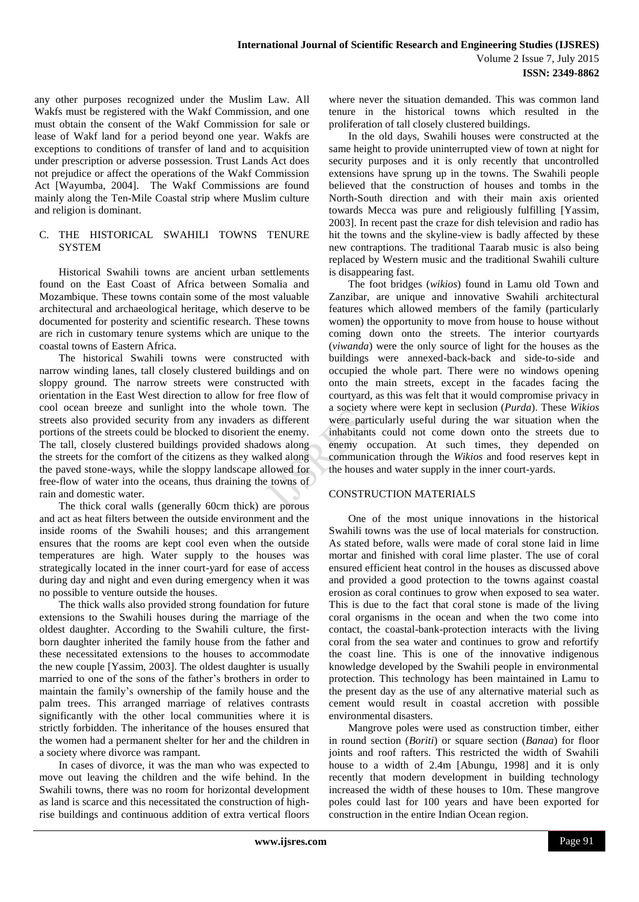any other purposes recognized under the Muslim Law. All Wakfs must be registered with the Wakf Commission, and one must obtain the consent of the Wakf Commission for sale or lease of Wakf land for a period beyond one year. Wakfs are exceptions to conditions of transfer of land and to acquisition under prescription or adverse possession. Trust Lands Act does not prejudice or affect the operations of the Wakf Commission Act [Wayumba, 2004]. The Wakf Commissions are found mainly along the Ten-Mile Coastal strip where Muslim culture and religion is dominant.

### C. THE HISTORICAL SWAHILI TOWNS TENURE SYSTEM

Historical Swahili towns are ancient urban settlements found on the East Coast of Africa between Somalia and Mozambique. These towns contain some of the most valuable architectural and archaeological heritage, which deserve to be documented for posterity and scientific research. These towns are rich in customary tenure systems which are unique to the coastal towns of Eastern Africa.

The historical Swahili towns were constructed with narrow winding lanes, tall closely clustered buildings and on sloppy ground. The narrow streets were constructed with orientation in the East West direction to allow for free flow of cool ocean breeze and sunlight into the whole town. The streets also provided security from any invaders as different portions of the streets could be blocked to disorient the enemy. The tall, closely clustered buildings provided shadows along the streets for the comfort of the citizens as they walked along the paved stone-ways, while the sloppy landscape allowed for free-flow of water into the oceans, thus draining the towns of rain and domestic water.

The thick coral walls (generally 60cm thick) are porous and act as heat filters between the outside environment and the inside rooms of the Swahili houses; and this arrangement ensures that the rooms are kept cool even when the outside temperatures are high. Water supply to the houses was strategically located in the inner court-yard for ease of access during day and night and even during emergency when it was no possible to venture outside the houses.

The thick walls also provided strong foundation for future extensions to the Swahili houses during the marriage of the oldest daughter. According to the Swahili culture, the first-born daughter inherited the family house from the father and these necessitated extensions to the houses to accommodate the new couple [Yassim, 2003]. The oldest daughter is usually married to one of the sons of the father's brothers in order to maintain the family's ownership of the family house and the palm trees. This arranged marriage of relatives contrasts significantly with the other local communities where it is strictly forbidden. The inheritance of the houses ensured that the women had a permanent shelter for her and the children in a society where divorce was rampant.

In cases of divorce, it was the man who was expected to move out leaving the children and the wife behind. In the Swahili towns, there was no room for horizontal development as land is scarce and this necessitated the construction of high-rise buildings and continuous addition of extra vertical floors where never the situation demanded. This was common land tenure in the historical towns which resulted in the proliferation of tall closely clustered buildings.

In the old days, Swahili houses were constructed at the same height to provide uninterrupted view of town at night for security purposes and it is only recently that uncontrolled extensions have sprung up in the towns. The Swahili people believed that the construction of houses and tombs in the North-South direction and with their main axis oriented towards Mecca was pure and religiously fulfilling [Yassim, 2003]. In recent past the craze for dish television and radio has hit the towns and the skyline-view is badly affected by these new contraptions. The traditional Taarab music is also being replaced by Western music and the traditional Swahili culture is disappearing fast.

The foot bridges (*wikios*) found in Lamu old Town and Zanzibar, are unique and innovative Swahili architectural features which allowed members of the family (particularly women) the opportunity to move from house to house without coming down onto the streets. The interior courtyards (*viwanda*) were the only source of light for the houses as the buildings were annexed-back-back and side-to-side and occupied the whole part. There were no windows opening onto the main streets, except in the facades facing the courtyard, as this was felt that it would compromise privacy in a society where were kept in seclusion (*Purda*). These *Wikios* were particularly useful during the war situation when the inhabitants could not come down onto the streets due to enemy occupation. At such times, they depended on communication through the *Wikios* and food reserves kept in the houses and water supply in the inner court-yards.

### CONSTRUCTION MATERIALS

One of the most unique innovations in the historical Swahili towns was the use of local materials for construction. As stated before, walls were made of coral stone laid in lime mortar and finished with coral lime plaster. The use of coral ensured efficient heat control in the houses as discussed above and provided a good protection to the towns against coastal erosion as coral continues to grow when exposed to sea water. This is due to the fact that coral stone is made of the living coral organisms in the ocean and when the two come into contact, the coastal-bank-protection interacts with the living coral from the sea water and continues to grow and refortify the coast line. This is one of the innovative indigenous knowledge developed by the Swahili people in environmental protection. This technology has been maintained in Lamu to the present day as the use of any alternative material such as cement would result in coastal accretion with possible environmental disasters.

Mangrove poles were used as construction timber, either in round section (*Boriti*) or square section (*Banaa*) for floor joints and roof rafters. This restricted the width of Swahili house to a width of 2.4m [Abungu, 1998] and it is only recently that modern development in building technology increased the width of these houses to 10m. These mangrove poles could last for 100 years and have been exported for construction in the entire Indian Ocean region.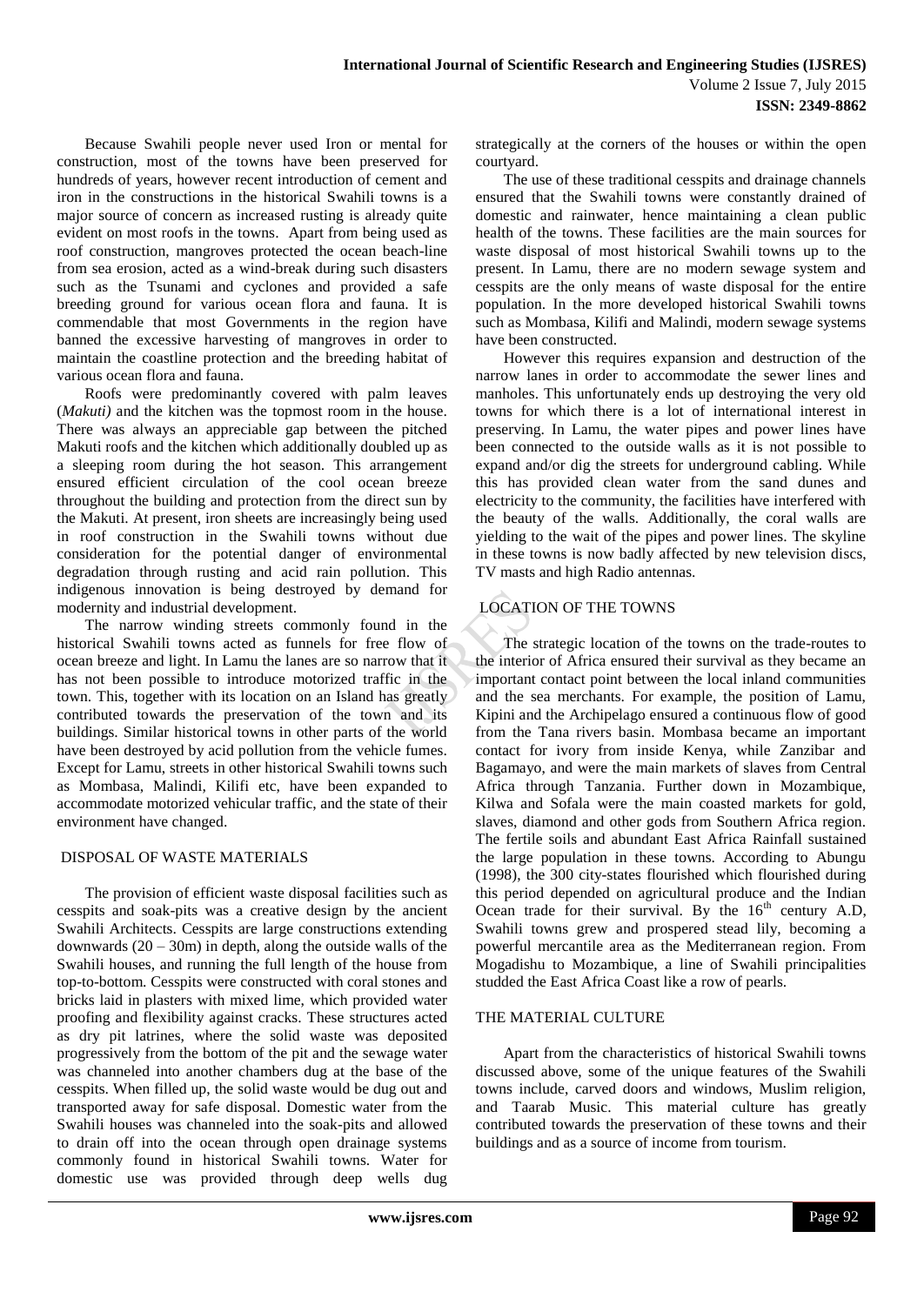Because Swahili people never used Iron or mental for construction, most of the towns have been preserved for hundreds of years, however recent introduction of cement and iron in the constructions in the historical Swahili towns is a major source of concern as increased rusting is already quite evident on most roofs in the towns. Apart from being used as roof construction, mangroves protected the ocean beach-line from sea erosion, acted as a wind-break during such disasters such as the Tsunami and cyclones and provided a safe breeding ground for various ocean flora and fauna. It is commendable that most Governments in the region have banned the excessive harvesting of mangroves in order to maintain the coastline protection and the breeding habitat of various ocean flora and fauna.

Roofs were predominantly covered with palm leaves (*Makuti)* and the kitchen was the topmost room in the house. There was always an appreciable gap between the pitched Makuti roofs and the kitchen which additionally doubled up as a sleeping room during the hot season. This arrangement ensured efficient circulation of the cool ocean breeze throughout the building and protection from the direct sun by the Makuti. At present, iron sheets are increasingly being used in roof construction in the Swahili towns without due consideration for the potential danger of environmental degradation through rusting and acid rain pollution. This indigenous innovation is being destroyed by demand for modernity and industrial development.

The narrow winding streets commonly found in the historical Swahili towns acted as funnels for free flow of ocean breeze and light. In Lamu the lanes are so narrow that it has not been possible to introduce motorized traffic in the town. This, together with its location on an Island has greatly contributed towards the preservation of the town and its buildings. Similar historical towns in other parts of the world have been destroyed by acid pollution from the vehicle fumes. Except for Lamu, streets in other historical Swahili towns such as Mombasa, Malindi, Kilifi etc, have been expanded to accommodate motorized vehicular traffic, and the state of their environment have changed.

## DISPOSAL OF WASTE MATERIALS

The provision of efficient waste disposal facilities such as cesspits and soak-pits was a creative design by the ancient Swahili Architects. Cesspits are large constructions extending downwards (20 – 30m) in depth, along the outside walls of the Swahili houses, and running the full length of the house from top-to-bottom. Cesspits were constructed with coral stones and bricks laid in plasters with mixed lime, which provided water proofing and flexibility against cracks. These structures acted as dry pit latrines, where the solid waste was deposited progressively from the bottom of the pit and the sewage water was channeled into another chambers dug at the base of the cesspits. When filled up, the solid waste would be dug out and transported away for safe disposal. Domestic water from the Swahili houses was channeled into the soak-pits and allowed to drain off into the ocean through open drainage systems commonly found in historical Swahili towns. Water for domestic use was provided through deep wells dug strategically at the corners of the houses or within the open courtyard.

The use of these traditional cesspits and drainage channels ensured that the Swahili towns were constantly drained of domestic and rainwater, hence maintaining a clean public health of the towns. These facilities are the main sources for waste disposal of most historical Swahili towns up to the present. In Lamu, there are no modern sewage system and cesspits are the only means of waste disposal for the entire population. In the more developed historical Swahili towns such as Mombasa, Kilifi and Malindi, modern sewage systems have been constructed.

However this requires expansion and destruction of the narrow lanes in order to accommodate the sewer lines and manholes. This unfortunately ends up destroying the very old towns for which there is a lot of international interest in preserving. In Lamu, the water pipes and power lines have been connected to the outside walls as it is not possible to expand and/or dig the streets for underground cabling. While this has provided clean water from the sand dunes and electricity to the community, the facilities have interfered with the beauty of the walls. Additionally, the coral walls are yielding to the wait of the pipes and power lines. The skyline in these towns is now badly affected by new television discs, TV masts and high Radio antennas.

## LOCATION OF THE TOWNS

The strategic location of the towns on the trade-routes to the interior of Africa ensured their survival as they became an important contact point between the local inland communities and the sea merchants. For example, the position of Lamu, Kipini and the Archipelago ensured a continuous flow of good from the Tana rivers basin. Mombasa became an important contact for ivory from inside Kenya, while Zanzibar and Bagamayo, and were the main markets of slaves from Central Africa through Tanzania. Further down in Mozambique, Kilwa and Sofala were the main coasted markets for gold, slaves, diamond and other gods from Southern Africa region. The fertile soils and abundant East Africa Rainfall sustained the large population in these towns. According to Abungu (1998), the 300 city-states flourished which flourished during this period depended on agricultural produce and the Indian Ocean trade for their survival. By the 16th century A.D, Swahili towns grew and prospered stead lily, becoming a powerful mercantile area as the Mediterranean region. From Mogadishu to Mozambique, a line of Swahili principalities studded the East Africa Coast like a row of pearls.

## THE MATERIAL CULTURE

Apart from the characteristics of historical Swahili towns discussed above, some of the unique features of the Swahili towns include, carved doors and windows, Muslim religion, and Taarab Music. This material culture has greatly contributed towards the preservation of these towns and their buildings and as a source of income from tourism.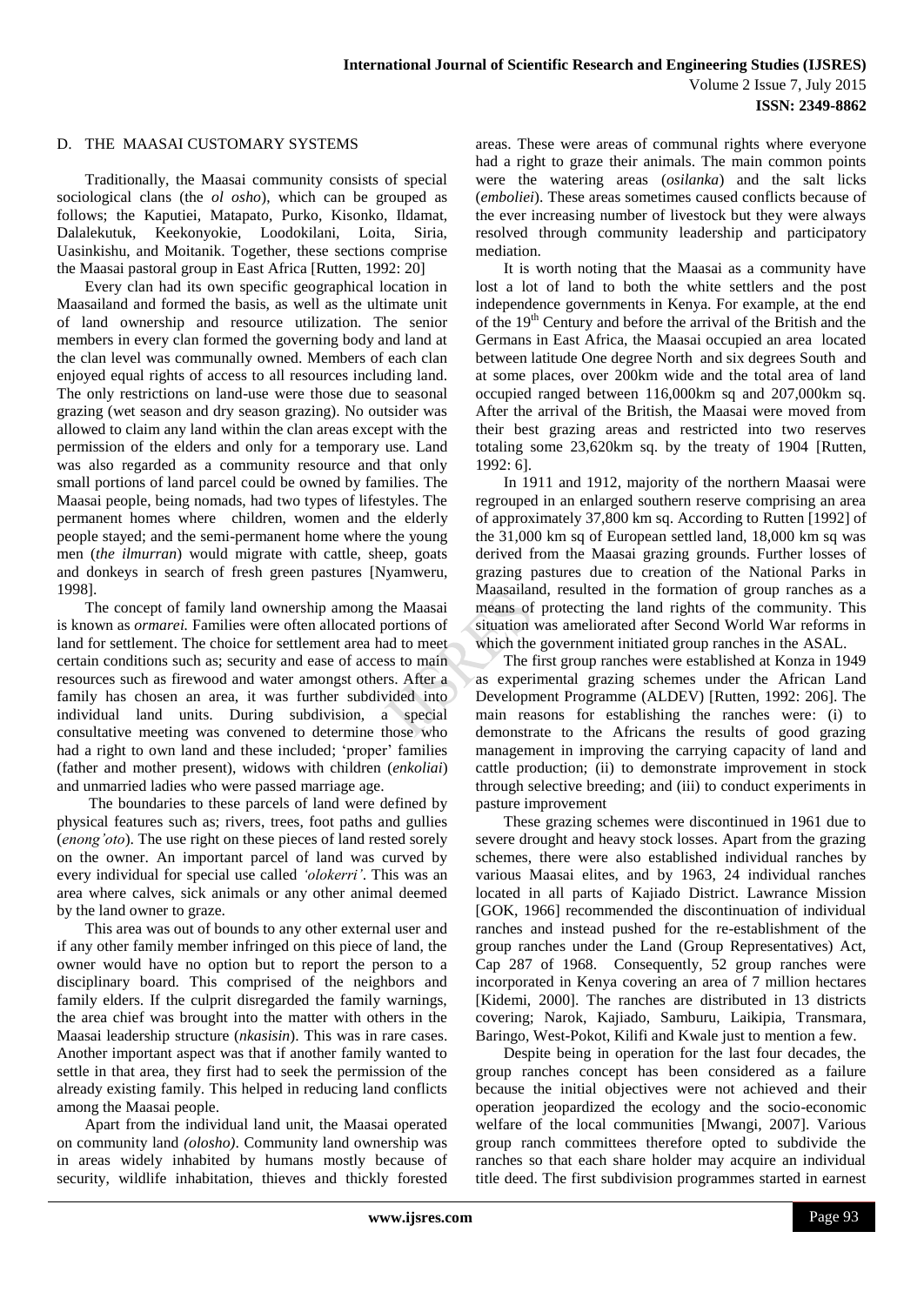### D. THE MAASAI CUSTOMARY SYSTEMS

Traditionally, the Maasai community consists of special sociological clans (the *ol osho*), which can be grouped as follows; the Kaputiei, Matapato, Purko, Kisonko, Ildamat, Dalalekutuk, Keekonyokie, Loodokilani, Loita, Siria, Uasinkishu, and Moitanik. Together, these sections comprise the Maasai pastoral group in East Africa [Rutten, 1992: 20]

Every clan had its own specific geographical location in Maasailand and formed the basis, as well as the ultimate unit of land ownership and resource utilization. The senior members in every clan formed the governing body and land at the clan level was communally owned. Members of each clan enjoyed equal rights of access to all resources including land. The only restrictions on land-use were those due to seasonal grazing (wet season and dry season grazing). No outsider was allowed to claim any land within the clan areas except with the permission of the elders and only for a temporary use. Land was also regarded as a community resource and that only small portions of land parcel could be owned by families. The Maasai people, being nomads, had two types of lifestyles. The permanent homes where children, women and the elderly people stayed; and the semi-permanent home where the young men (*the ilmurran*) would migrate with cattle, sheep, goats and donkeys in search of fresh green pastures [Nyamweru, 1998].

The concept of family land ownership among the Maasai is known as *ormarei.* Families were often allocated portions of land for settlement. The choice for settlement area had to meet certain conditions such as; security and ease of access to main resources such as firewood and water amongst others. After a family has chosen an area, it was further subdivided into individual land units. During subdivision, a special consultative meeting was convened to determine those who had a right to own land and these included; 'proper' families (father and mother present), widows with children (*enkoliai*) and unmarried ladies who were passed marriage age.

The boundaries to these parcels of land were defined by physical features such as; rivers, trees, foot paths and gullies (*enong'oto*). The use right on these pieces of land rested sorely on the owner. An important parcel of land was curved by every individual for special use called *'olokerri'*. This was an area where calves, sick animals or any other animal deemed by the land owner to graze.

This area was out of bounds to any other external user and if any other family member infringed on this piece of land, the owner would have no option but to report the person to a disciplinary board. This comprised of the neighbors and family elders. If the culprit disregarded the family warnings, the area chief was brought into the matter with others in the Maasai leadership structure (*nkasisin*). This was in rare cases. Another important aspect was that if another family wanted to settle in that area, they first had to seek the permission of the already existing family. This helped in reducing land conflicts among the Maasai people.

Apart from the individual land unit, the Maasai operated on community land *(olosho)*. Community land ownership was in areas widely inhabited by humans mostly because of security, wildlife inhabitation, thieves and thickly forested areas. These were areas of communal rights where everyone had a right to graze their animals. The main common points were the watering areas (*osilanka*) and the salt licks (*emboliei*). These areas sometimes caused conflicts because of the ever increasing number of livestock but they were always resolved through community leadership and participatory mediation.

It is worth noting that the Maasai as a community have lost a lot of land to both the white settlers and the post independence governments in Kenya. For example, at the end of the 19th Century and before the arrival of the British and the Germans in East Africa, the Maasai occupied an area located between latitude One degree North and six degrees South and at some places, over 200km wide and the total area of land occupied ranged between 116,000km sq and 207,000km sq. After the arrival of the British, the Maasai were moved from their best grazing areas and restricted into two reserves totaling some 23,620km sq. by the treaty of 1904 [Rutten, 1992: 6].

In 1911 and 1912, majority of the northern Maasai were regrouped in an enlarged southern reserve comprising an area of approximately 37,800 km sq. According to Rutten [1992] of the 31,000 km sq of European settled land, 18,000 km sq was derived from the Maasai grazing grounds. Further losses of grazing pastures due to creation of the National Parks in Maasailand, resulted in the formation of group ranches as a means of protecting the land rights of the community. This situation was ameliorated after Second World War reforms in which the government initiated group ranches in the ASAL.

The first group ranches were established at Konza in 1949 as experimental grazing schemes under the African Land Development Programme (ALDEV) [Rutten, 1992: 206]. The main reasons for establishing the ranches were: (i) to demonstrate to the Africans the results of good grazing management in improving the carrying capacity of land and cattle production; (ii) to demonstrate improvement in stock through selective breeding; and (iii) to conduct experiments in pasture improvement

These grazing schemes were discontinued in 1961 due to severe drought and heavy stock losses. Apart from the grazing schemes, there were also established individual ranches by various Maasai elites, and by 1963, 24 individual ranches located in all parts of Kajiado District. Lawrance Mission [GOK, 1966] recommended the discontinuation of individual ranches and instead pushed for the re-establishment of the group ranches under the Land (Group Representatives) Act, Cap 287 of 1968. Consequently, 52 group ranches were incorporated in Kenya covering an area of 7 million hectares [Kidemi, 2000]. The ranches are distributed in 13 districts covering; Narok, Kajiado, Samburu, Laikipia, Transmara, Baringo, West-Pokot, Kilifi and Kwale just to mention a few.

Despite being in operation for the last four decades, the group ranches concept has been considered as a failure because the initial objectives were not achieved and their operation jeopardized the ecology and the socio-economic welfare of the local communities [Mwangi, 2007]. Various group ranch committees therefore opted to subdivide the ranches so that each share holder may acquire an individual title deed. The first subdivision programmes started in earnest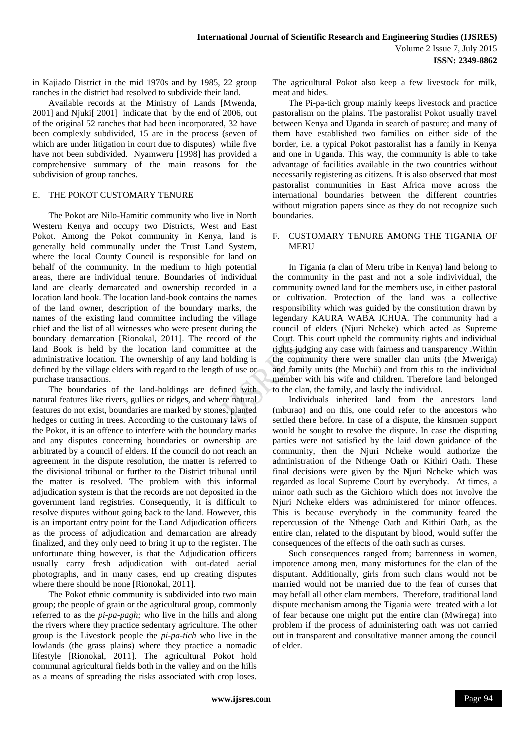in Kajiado District in the mid 1970s and by 1985, 22 group ranches in the district had resolved to subdivide their land.

Available records at the Ministry of Lands [Mwenda, 2001] and Njuki[ 2001] indicate that by the end of 2006, out of the original 52 ranches that had been incorporated, 32 have been complexly subdivided, 15 are in the process (seven of which are under litigation in court due to disputes) while five have not been subdivided. Nyamweru [1998] has provided a comprehensive summary of the main reasons for the subdivision of group ranches.

## E. THE POKOT CUSTOMARY TENURE

The Pokot are Nilo-Hamitic community who live in North Western Kenya and occupy two Districts, West and East Pokot. Among the Pokot community in Kenya, land is generally held communally under the Trust Land System, where the local County Council is responsible for land on behalf of the community. In the medium to high potential areas, there are individual tenure. Boundaries of individual land are clearly demarcated and ownership recorded in a location land book. The location land-book contains the names of the land owner, description of the boundary marks, the names of the existing land committee including the village chief and the list of all witnesses who were present during the boundary demarcation [Rionokal, 2011]. The record of the land Book is held by the location land committee at the administrative location. The ownership of any land holding is defined by the village elders with regard to the length of use or purchase transactions.

The boundaries of the land-holdings are defined with natural features like rivers, gullies or ridges, and where natural features do not exist, boundaries are marked by stones, planted hedges or cutting in trees. According to the customary laws of the Pokot, it is an offence to interfere with the boundary marks and any disputes concerning boundaries or ownership are arbitrated by a council of elders. If the council do not reach an agreement in the dispute resolution, the matter is referred to the divisional tribunal or further to the District tribunal until the matter is resolved. The problem with this informal adjudication system is that the records are not deposited in the government land registries. Consequently, it is difficult to resolve disputes without going back to the land. However, this is an important entry point for the Land Adjudication officers as the process of adjudication and demarcation are already finalized, and they only need to bring it up to the register. The unfortunate thing however, is that the Adjudication officers usually carry fresh adjudication with out-dated aerial photographs, and in many cases, end up creating disputes where there should be none [Rionokal, 2011].

The Pokot ethnic community is subdivided into two main group; the people of grain or the agricultural group, commonly referred to as the *pi-pa-pagh;* who live in the hills and along the rivers where they practice sedentary agriculture. The other group is the Livestock people the *pi-pa-tich* who live in the lowlands (the grass plains) where they practice a nomadic lifestyle [Rionokal, 2011]. The agricultural Pokot hold communal agricultural fields both in the valley and on the hills as a means of spreading the risks associated with crop loses. The agricultural Pokot also keep a few livestock for milk, meat and hides.

The Pi-pa-tich group mainly keeps livestock and practice pastoralism on the plains. The pastoralist Pokot usually travel between Kenya and Uganda in search of pasture; and many of them have established two families on either side of the border, i.e. a typical Pokot pastoralist has a family in Kenya and one in Uganda. This way, the community is able to take advantage of facilities available in the two countries without necessarily registering as citizens. It is also observed that most pastoralist communities in East Africa move across the international boundaries between the different countries without migration papers since as they do not recognize such boundaries.

## F. CUSTOMARY TENURE AMONG THE TIGANIA OF MERU

In Tigania (a clan of Meru tribe in Kenya) land belong to the community in the past and not a sole indivividual, the community owned land for the members use, in either pastoral or cultivation. Protection of the land was a collective responsibility which was guided by the constitution drawn by legendary KAURA WABA ICHUA. The community had a council of elders (Njuri Ncheke) which acted as Supreme Court. This court upheld the community rights and individual rights judging any case with fairness and transparency .Within the community there were smaller clan units (the Mweriga) and family units (the Muchii) and from this to the individual member with his wife and children. Therefore land belonged to the clan, the family, and lastly the individual.

Individuals inherited land from the ancestors land (mburao) and on this, one could refer to the ancestors who settled there before. In case of a dispute, the kinsmen support would be sought to resolve the dispute. In case the disputing parties were not satisfied by the laid down guidance of the community, then the Njuri Ncheke would authorize the administration of the Nthenge Oath or Kithiri Oath. These final decisions were given by the Njuri Ncheke which was regarded as local Supreme Court by everybody. At times, a minor oath such as the Gichioro which does not involve the Njuri Ncheke elders was administered for minor offences. This is because everybody in the community feared the repercussion of the Nthenge Oath and Kithiri Oath, as the entire clan, related to the disputant by blood, would suffer the consequences of the effects of the oath such as curses.

Such consequences ranged from; barrenness in women, impotence among men, many misfortunes for the clan of the disputant. Additionally, girls from such clans would not be married would not be married due to the fear of curses that may befall all other clam members. Therefore, traditional land dispute mechanism among the Tigania were treated with a lot of fear because one might put the entire clan (Mwirega) into problem if the process of administering oath was not carried out in transparent and consultative manner among the council of elder.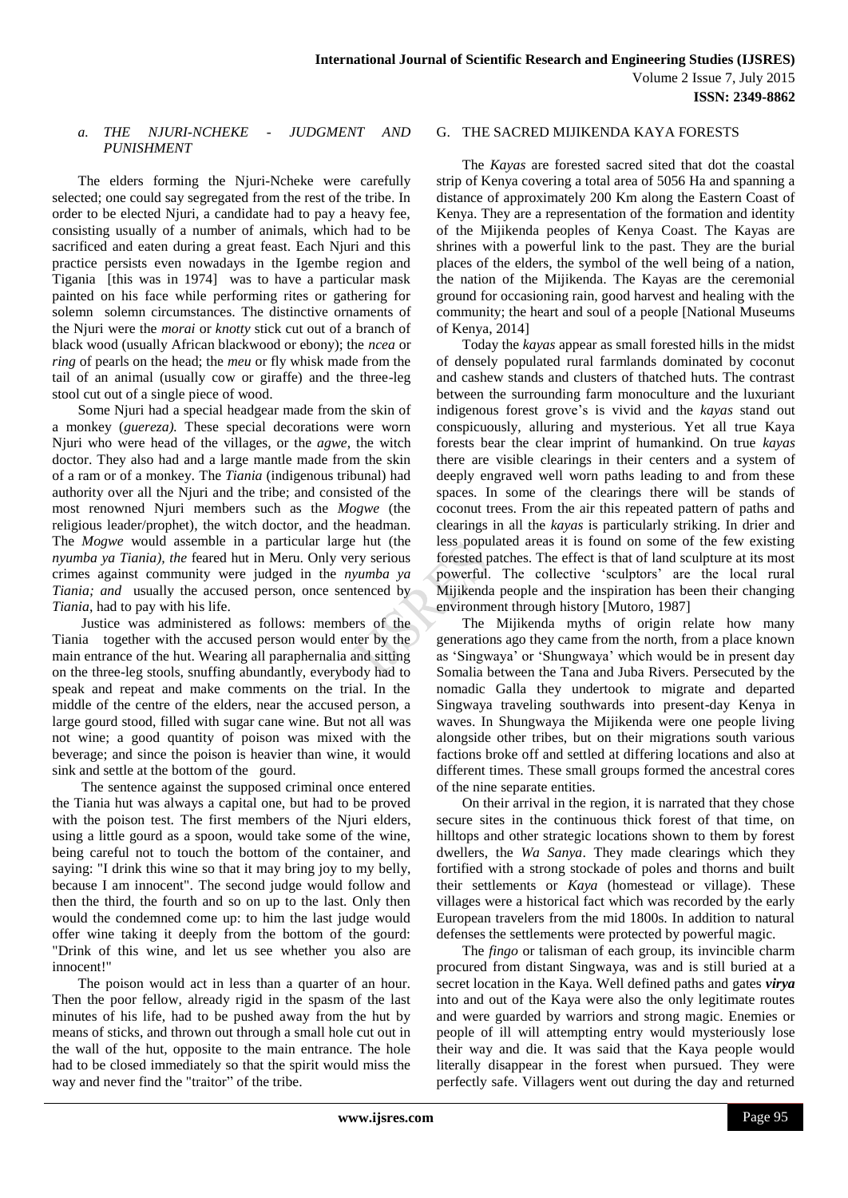### *a. THE NJURI-NCHEKE - JUDGMENT AND PUNISHMENT*

The elders forming the Njuri-Ncheke were carefully selected; one could say segregated from the rest of the tribe. In order to be elected Njuri, a candidate had to pay a heavy fee, consisting usually of a number of animals, which had to be sacrificed and eaten during a great feast. Each Njuri and this practice persists even nowadays in the Igembe region and Tigania [this was in 1974] was to have a particular mask painted on his face while performing rites or gathering for solemn solemn circumstances. The distinctive ornaments of the Njuri were the *morai* or *knotty* stick cut out of a branch of black wood (usually African blackwood or ebony); the *ncea* or *ring* of pearls on the head; the *meu* or fly whisk made from the tail of an animal (usually cow or giraffe) and the three-leg stool cut out of a single piece of wood.

Some Njuri had a special headgear made from the skin of a monkey (*guereza).* These special decorations were worn Njuri who were head of the villages, or the *agwe*, the witch doctor. They also had and a large mantle made from the skin of a ram or of a monkey. The *Tiania* (indigenous tribunal) had authority over all the Njuri and the tribe; and consisted of the most renowned Njuri members such as the *Mogwe* (the religious leader/prophet), the witch doctor, and the headman. The *Mogwe* would assemble in a particular large hut (the *nyumba ya Tiania), the* feared hut in Meru. Only very serious crimes against community were judged in the *nyumba ya Tiania; and* usually the accused person, once sentenced by *Tiania*, had to pay with his life.

Justice was administered as follows: members of the Tiania together with the accused person would enter by the main entrance of the hut. Wearing all paraphernalia and sitting on the three-leg stools, snuffing abundantly, everybody had to speak and repeat and make comments on the trial. In the middle of the centre of the elders, near the accused person, a large gourd stood, filled with sugar cane wine. But not all was not wine; a good quantity of poison was mixed with the beverage; and since the poison is heavier than wine, it would sink and settle at the bottom of the gourd.

The sentence against the supposed criminal once entered the Tiania hut was always a capital one, but had to be proved with the poison test. The first members of the Njuri elders, using a little gourd as a spoon, would take some of the wine, being careful not to touch the bottom of the container, and saying: "I drink this wine so that it may bring joy to my belly, because I am innocent". The second judge would follow and then the third, the fourth and so on up to the last. Only then would the condemned come up: to him the last judge would offer wine taking it deeply from the bottom of the gourd: "Drink of this wine, and let us see whether you also are innocent!"

The poison would act in less than a quarter of an hour. Then the poor fellow, already rigid in the spasm of the last minutes of his life, had to be pushed away from the hut by means of sticks, and thrown out through a small hole cut out in the wall of the hut, opposite to the main entrance. The hole had to be closed immediately so that the spirit would miss the way and never find the "traitor" of the tribe.

## G. THE SACRED MIJIKENDA KAYA FORESTS

The *Kayas* are forested sacred sited that dot the coastal strip of Kenya covering a total area of 5056 Ha and spanning a distance of approximately 200 Km along the Eastern Coast of Kenya. They are a representation of the formation and identity of the Mijikenda peoples of Kenya Coast. The Kayas are shrines with a powerful link to the past. They are the burial places of the elders, the symbol of the well being of a nation, the nation of the Mijikenda. The Kayas are the ceremonial ground for occasioning rain, good harvest and healing with the community; the heart and soul of a people [National Museums of Kenya, 2014]

Today the *kayas* appear as small forested hills in the midst of densely populated rural farmlands dominated by coconut and cashew stands and clusters of thatched huts. The contrast between the surrounding farm monoculture and the luxuriant indigenous forest grove's is vivid and the *kayas* stand out conspicuously, alluring and mysterious. Yet all true Kaya forests bear the clear imprint of humankind. On true *kayas* there are visible clearings in their centers and a system of deeply engraved well worn paths leading to and from these spaces. In some of the clearings there will be stands of coconut trees. From the air this repeated pattern of paths and clearings in all the *kayas* is particularly striking. In drier and less populated areas it is found on some of the few existing forested patches. The effect is that of land sculpture at its most powerful. The collective 'sculptors' are the local rural Mijikenda people and the inspiration has been their changing environment through history [Mutoro, 1987]

The Mijikenda myths of origin relate how many generations ago they came from the north, from a place known as 'Singwaya' or 'Shungwaya' which would be in present day Somalia between the Tana and Juba Rivers. Persecuted by the nomadic Galla they undertook to migrate and departed Singwaya traveling southwards into present-day Kenya in waves. In Shungwaya the Mijikenda were one people living alongside other tribes, but on their migrations south various factions broke off and settled at differing locations and also at different times. These small groups formed the ancestral cores of the nine separate entities.

On their arrival in the region, it is narrated that they chose secure sites in the continuous thick forest of that time, on hilltops and other strategic locations shown to them by forest dwellers, the *Wa Sanya*. They made clearings which they fortified with a strong stockade of poles and thorns and built their settlements or *Kaya* (homestead or village). These villages were a historical fact which was recorded by the early European travelers from the mid 1800s. In addition to natural defenses the settlements were protected by powerful magic.

The *fingo* or talisman of each group, its invincible charm procured from distant Singwaya, was and is still buried at a secret location in the Kaya. Well defined paths and gates ***virya*** into and out of the Kaya were also the only legitimate routes and were guarded by warriors and strong magic. Enemies or people of ill will attempting entry would mysteriously lose their way and die. It was said that the Kaya people would literally disappear in the forest when pursued. They were perfectly safe. Villagers went out during the day and returned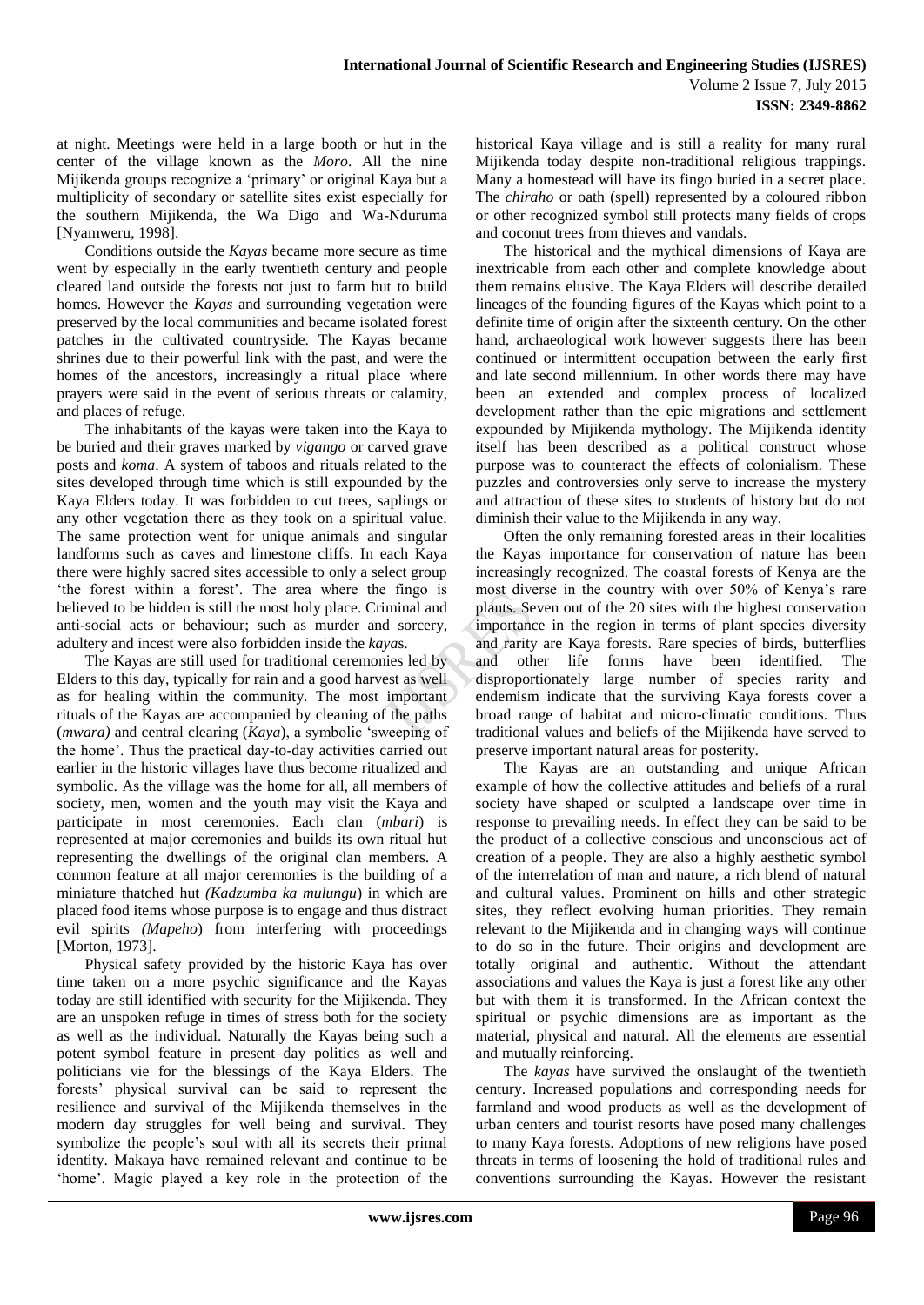at night. Meetings were held in a large booth or hut in the center of the village known as the *Moro*. All the nine Mijikenda groups recognize a 'primary' or original Kaya but a multiplicity of secondary or satellite sites exist especially for the southern Mijikenda, the Wa Digo and Wa-Nduruma [Nyamweru, 1998].

Conditions outside the *Kayas* became more secure as time went by especially in the early twentieth century and people cleared land outside the forests not just to farm but to build homes. However the *Kayas* and surrounding vegetation were preserved by the local communities and became isolated forest patches in the cultivated countryside. The Kayas became shrines due to their powerful link with the past, and were the homes of the ancestors, increasingly a ritual place where prayers were said in the event of serious threats or calamity, and places of refuge.

The inhabitants of the kayas were taken into the Kaya to be buried and their graves marked by *vigango* or carved grave posts and *koma*. A system of taboos and rituals related to the sites developed through time which is still expounded by the Kaya Elders today. It was forbidden to cut trees, saplings or any other vegetation there as they took on a spiritual value. The same protection went for unique animals and singular landforms such as caves and limestone cliffs. In each Kaya there were highly sacred sites accessible to only a select group 'the forest within a forest'. The area where the fingo is believed to be hidden is still the most holy place. Criminal and anti-social acts or behaviour; such as murder and sorcery, adultery and incest were also forbidden inside the *kaya*s.

The Kayas are still used for traditional ceremonies led by Elders to this day, typically for rain and a good harvest as well as for healing within the community. The most important rituals of the Kayas are accompanied by cleaning of the paths (*mwara)* and central clearing (*Kaya*), a symbolic 'sweeping of the home'. Thus the practical day-to-day activities carried out earlier in the historic villages have thus become ritualized and symbolic. As the village was the home for all, all members of society, men, women and the youth may visit the Kaya and participate in most ceremonies. Each clan (*mbari*) is represented at major ceremonies and builds its own ritual hut representing the dwellings of the original clan members. A common feature at all major ceremonies is the building of a miniature thatched hut *(Kadzumba ka mulungu*) in which are placed food items whose purpose is to engage and thus distract evil spirits *(Mapeho*) from interfering with proceedings [Morton, 1973].

Physical safety provided by the historic Kaya has over time taken on a more psychic significance and the Kayas today are still identified with security for the Mijikenda. They are an unspoken refuge in times of stress both for the society as well as the individual. Naturally the Kayas being such a potent symbol feature in present–day politics as well and politicians vie for the blessings of the Kaya Elders. The forests' physical survival can be said to represent the resilience and survival of the Mijikenda themselves in the modern day struggles for well being and survival. They symbolize the people's soul with all its secrets their primal identity. Makaya have remained relevant and continue to be 'home'. Magic played a key role in the protection of the historical Kaya village and is still a reality for many rural Mijikenda today despite non-traditional religious trappings. Many a homestead will have its fingo buried in a secret place. The *chiraho* or oath (spell) represented by a coloured ribbon or other recognized symbol still protects many fields of crops and coconut trees from thieves and vandals.

The historical and the mythical dimensions of Kaya are inextricable from each other and complete knowledge about them remains elusive. The Kaya Elders will describe detailed lineages of the founding figures of the Kayas which point to a definite time of origin after the sixteenth century. On the other hand, archaeological work however suggests there has been continued or intermittent occupation between the early first and late second millennium. In other words there may have been an extended and complex process of localized development rather than the epic migrations and settlement expounded by Mijikenda mythology. The Mijikenda identity itself has been described as a political construct whose purpose was to counteract the effects of colonialism. These puzzles and controversies only serve to increase the mystery and attraction of these sites to students of history but do not diminish their value to the Mijikenda in any way.

Often the only remaining forested areas in their localities the Kayas importance for conservation of nature has been increasingly recognized. The coastal forests of Kenya are the most diverse in the country with over 50% of Kenya's rare plants. Seven out of the 20 sites with the highest conservation importance in the region in terms of plant species diversity and rarity are Kaya forests. Rare species of birds, butterflies and other life forms have been identified. The disproportionately large number of species rarity and endemism indicate that the surviving Kaya forests cover a broad range of habitat and micro-climatic conditions. Thus traditional values and beliefs of the Mijikenda have served to preserve important natural areas for posterity.

The Kayas are an outstanding and unique African example of how the collective attitudes and beliefs of a rural society have shaped or sculpted a landscape over time in response to prevailing needs. In effect they can be said to be the product of a collective conscious and unconscious act of creation of a people. They are also a highly aesthetic symbol of the interrelation of man and nature, a rich blend of natural and cultural values. Prominent on hills and other strategic sites, they reflect evolving human priorities. They remain relevant to the Mijikenda and in changing ways will continue to do so in the future. Their origins and development are totally original and authentic. Without the attendant associations and values the Kaya is just a forest like any other but with them it is transformed. In the African context the spiritual or psychic dimensions are as important as the material, physical and natural. All the elements are essential and mutually reinforcing.

The *kayas* have survived the onslaught of the twentieth century. Increased populations and corresponding needs for farmland and wood products as well as the development of urban centers and tourist resorts have posed many challenges to many Kaya forests. Adoptions of new religions have posed threats in terms of loosening the hold of traditional rules and conventions surrounding the Kayas. However the resistant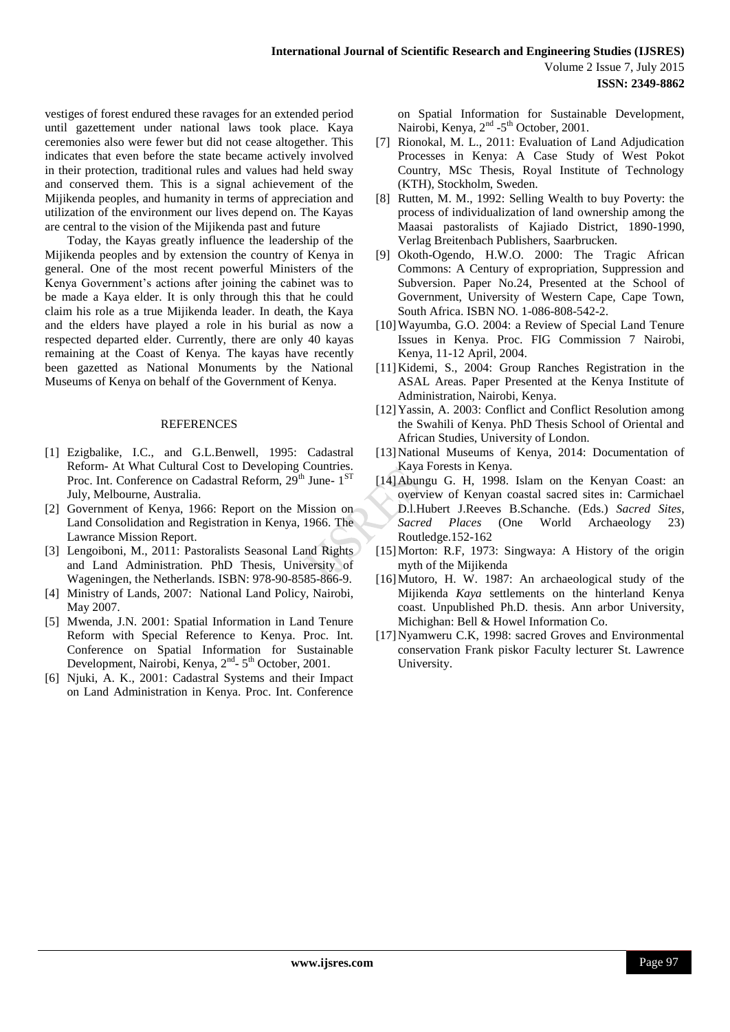vestiges of forest endured these ravages for an extended period until gazettement under national laws took place. Kaya ceremonies also were fewer but did not cease altogether. This indicates that even before the state became actively involved in their protection, traditional rules and values had held sway and conserved them. This is a signal achievement of the Mijikenda peoples, and humanity in terms of appreciation and utilization of the environment our lives depend on. The Kayas are central to the vision of the Mijikenda past and future

Today, the Kayas greatly influence the leadership of the Mijikenda peoples and by extension the country of Kenya in general. One of the most recent powerful Ministers of the Kenya Government's actions after joining the cabinet was to be made a Kaya elder. It is only through this that he could claim his role as a true Mijikenda leader. In death, the Kaya and the elders have played a role in his burial as now a respected departed elder. Currently, there are only 40 kayas remaining at the Coast of Kenya. The kayas have recently been gazetted as National Monuments by the National Museums of Kenya on behalf of the Government of Kenya.

## REFERENCES

[1] Ezigbalike, I.C., and G.L.Benwell, 1995: Cadastral Reform- At What Cultural Cost to Developing Countries. Proc. Int. Conference on Cadastral Reform, 29th June- 1ST July, Melbourne, Australia.

[2] Government of Kenya, 1966: Report on the Mission on Land Consolidation and Registration in Kenya, 1966. The Lawrance Mission Report.

[3] Lengoiboni, M., 2011: Pastoralists Seasonal Land Rights and Land Administration. PhD Thesis, University of Wageningen, the Netherlands. ISBN: 978-90-8585-866-9.

[4] Ministry of Lands, 2007: National Land Policy, Nairobi, May 2007.

[5] Mwenda, J.N. 2001: Spatial Information in Land Tenure Reform with Special Reference to Kenya. Proc. Int. Conference on Spatial Information for Sustainable Development, Nairobi, Kenya, 2nd- 5th October, 2001.

[6] Njuki, A. K., 2001: Cadastral Systems and their Impact on Land Administration in Kenya. Proc. Int. Conference on Spatial Information for Sustainable Development, Nairobi, Kenya, 2nd -5th October, 2001.

[7] Rionokal, M. L., 2011: Evaluation of Land Adjudication Processes in Kenya: A Case Study of West Pokot Country, MSc Thesis, Royal Institute of Technology (KTH), Stockholm, Sweden.

[8] Rutten, M. M., 1992: Selling Wealth to buy Poverty: the process of individualization of land ownership among the Maasai pastoralists of Kajiado District, 1890-1990, Verlag Breitenbach Publishers, Saarbrucken.

[9] Okoth-Ogendo, H.W.O. 2000: The Tragic African Commons: A Century of expropriation, Suppression and Subversion. Paper No.24, Presented at the School of Government, University of Western Cape, Cape Town, South Africa. ISBN NO. 1-086-808-542-2.

[10] Wayumba, G.O. 2004: a Review of Special Land Tenure Issues in Kenya. Proc. FIG Commission 7 Nairobi, Kenya, 11-12 April, 2004.

[11] Kidemi, S., 2004: Group Ranches Registration in the ASAL Areas. Paper Presented at the Kenya Institute of Administration, Nairobi, Kenya.

[12] Yassin, A. 2003: Conflict and Conflict Resolution among the Swahili of Kenya. PhD Thesis School of Oriental and African Studies, University of London.

[13] National Museums of Kenya, 2014: Documentation of Kaya Forests in Kenya.

[14] Abungu G. H, 1998. Islam on the Kenyan Coast: an overview of Kenyan coastal sacred sites in: Carmichael D.l.Hubert J.Reeves B.Schanche. (Eds.) *Sacred Sites, Sacred Places* (One World Archaeology 23) Routledge.152-162

[15] Morton: R.F, 1973: Singwaya: A History of the origin myth of the Mijikenda

[16] Mutoro, H. W. 1987: An archaeological study of the Mijikenda *Kaya* settlements on the hinterland Kenya coast. Unpublished Ph.D. thesis. Ann arbor University, Michighan: Bell & Howel Information Co.

[17] Nyamweru C.K, 1998: sacred Groves and Environmental conservation Frank piskor Faculty lecturer St. Lawrence University.